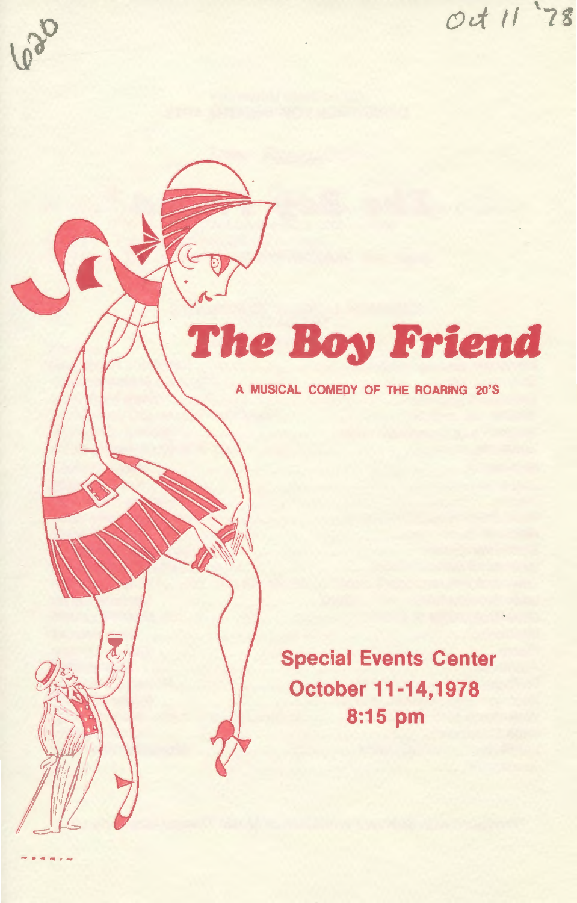620

Oct 11 '78

# The Boy Friend

A MUSICAL COMEDY OF THE ROARING 20'S

**Special Events Center**
**October 11-14, 1978**
**8:15 pm**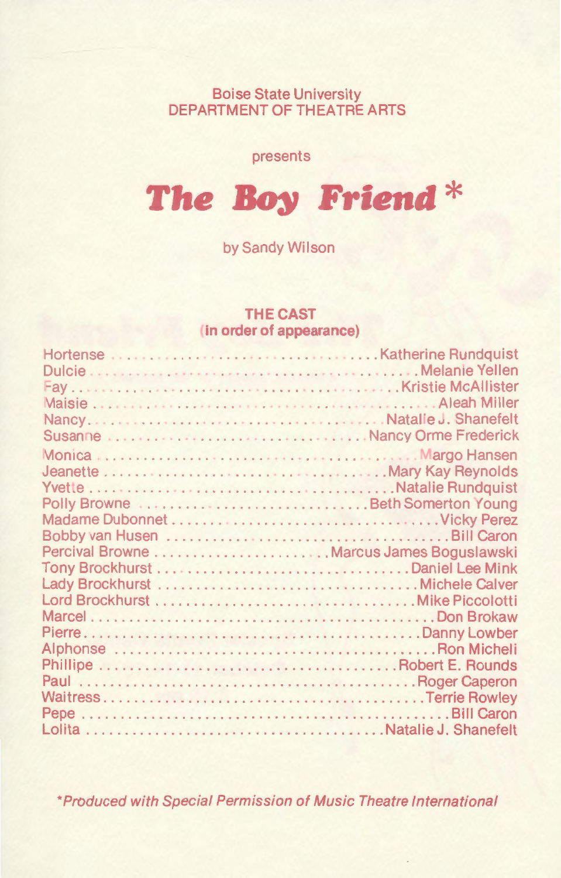Boise State University
DEPARTMENT OF THEATRE ARTS

presents

# *The Boy Friend* *

by Sandy Wilson

## THE CAST
### (in order of appearance)

| | |
|---|---|
| Hortense | Katherine Rundquist |
| Dulcie | Melanie Yellen |
| Fay | Kristie McAllister |
| Maisie | Aleah Miller |
| Nancy | Natalie J. Shanefelt |
| Susanne | Nancy Orme Frederick |
| Monica | Margo Hansen |
| Jeanette | Mary Kay Reynolds |
| Yvette | Natalie Rundquist |
| Polly Browne | Beth Somerton Young |
| Madame Dubonnet | Vicky Perez |
| Bobby van Husen | Bill Caron |
| Percival Browne | Marcus James Boguslawski |
| Tony Brockhurst | Daniel Lee Mink |
| Lady Brockhurst | Michele Calver |
| Lord Brockhurst | Mike Piccolotti |
| Marcel | Don Brokaw |
| Pierre | Danny Lowber |
| Alphonse | Ron Micheli |
| Phillipe | Robert E. Rounds |
| Paul | Roger Caperon |
| Waitress | Terrie Rowley |
| Pepe | Bill Caron |
| Lolita | Natalie J. Shanefelt |

*\*Produced with Special Permission of Music Theatre International*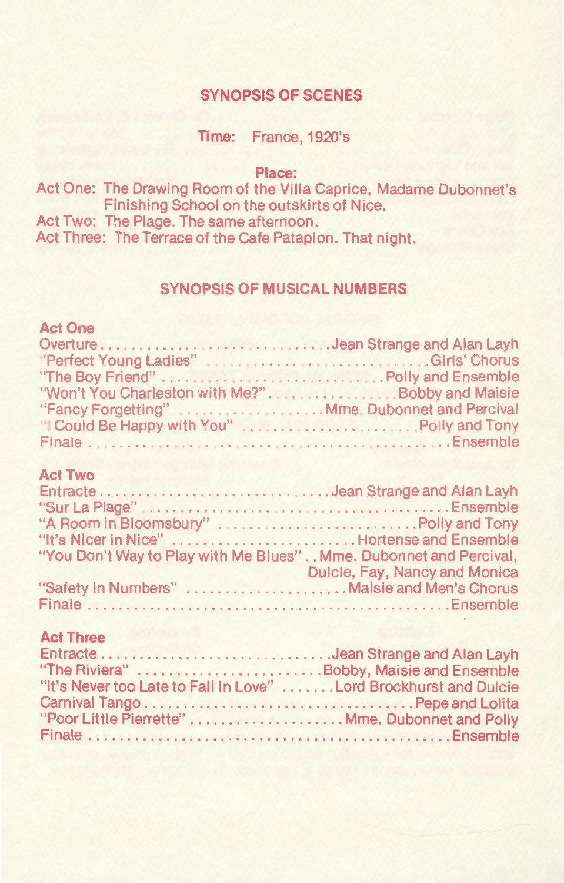## SYNOPSIS OF SCENES

**Time:** France, 1920's

**Place:**

Act One: The Drawing Room of the Villa Caprice, Madame Dubonnet's Finishing School on the outskirts of Nice.
Act Two: The Plage. The same afternoon.
Act Three: The Terrace of the Cafe Pataplon. That night.

## SYNOPSIS OF MUSICAL NUMBERS

**Act One**

Overture .......... Jean Strange and Alan Layh
"Perfect Young Ladies" .......... Girls' Chorus
"The Boy Friend" .......... Polly and Ensemble
"Won't You Charleston with Me?" .......... Bobby and Maisie
"Fancy Forgetting" .......... Mme. Dubonnet and Percival
"I Could Be Happy with You" .......... Polly and Tony
Finale .......... Ensemble

**Act Two**

Entracte .......... Jean Strange and Alan Layh
"Sur La Plage" .......... Ensemble
"A Room in Bloomsbury" .......... Polly and Tony
"It's Nicer in Nice" .......... Hortense and Ensemble
"You Don't Way to Play with Me Blues" .. Mme. Dubonnet and Percival, Dulcie, Fay, Nancy and Monica
"Safety in Numbers" .......... Maisie and Men's Chorus
Finale .......... Ensemble

**Act Three**

Entracte .......... Jean Strange and Alan Layh
"The Riviera" .......... Bobby, Maisie and Ensemble
"It's Never too Late to Fall in Love" .......... Lord Brockhurst and Dulcie
Carnival Tango .......... Pepe and Lolita
"Poor Little Pierrette" .......... Mme. Dubonnet and Polly
Finale .......... Ensemble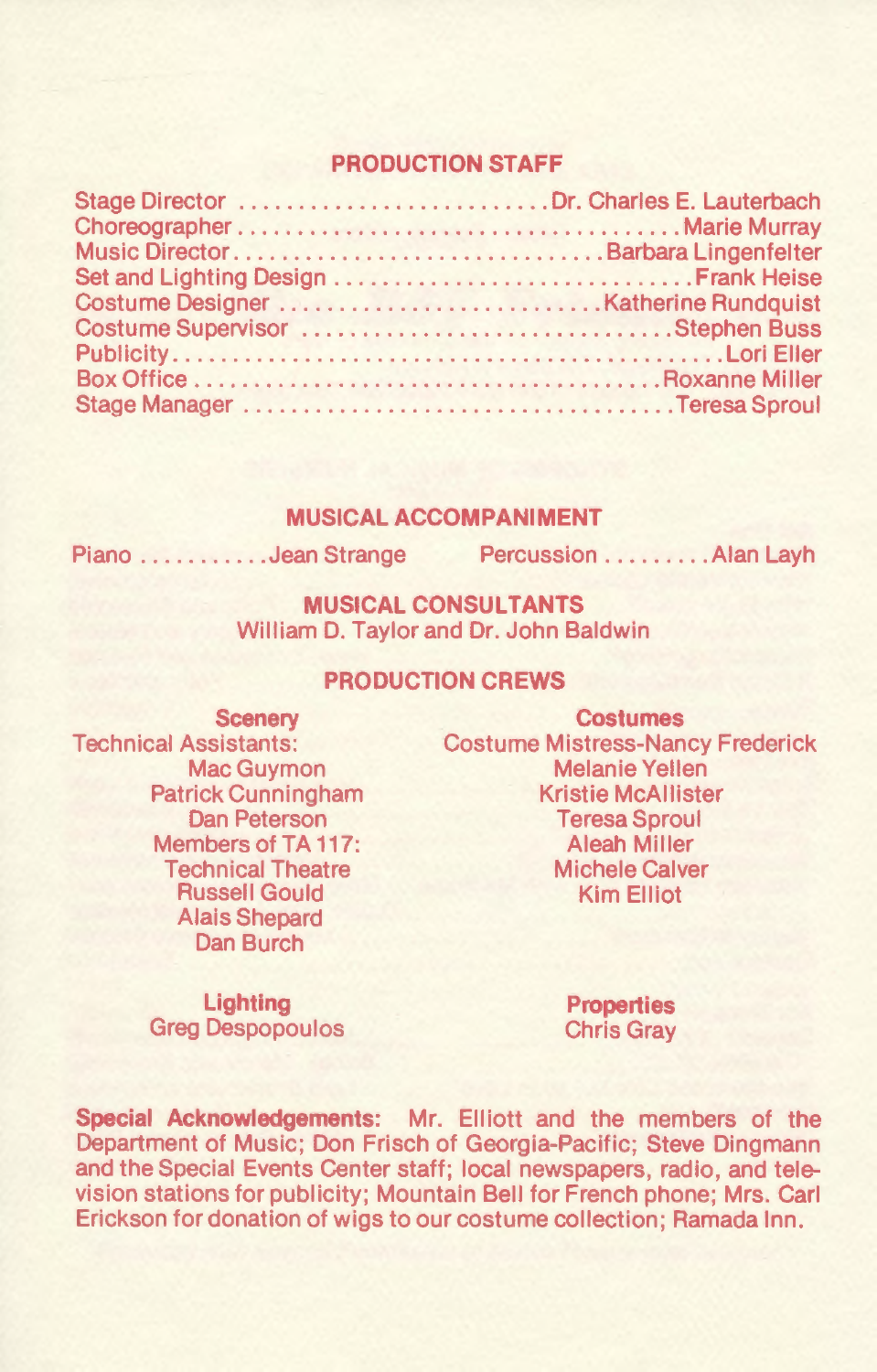## PRODUCTION STAFF

Stage Director .......................... Dr. Charles E. Lauterbach
Choreographer .......................... Marie Murray
Music Director .......................... Barbara Lingenfelter
Set and Lighting Design .......................... Frank Heise
Costume Designer .......................... Katherine Rundquist
Costume Supervisor .......................... Stephen Buss
Publicity .......................... Lori Eller
Box Office .......................... Roxanne Miller
Stage Manager .......................... Teresa Sproul

## MUSICAL ACCOMPANIMENT

Piano ........... Jean Strange    Percussion ......... Alan Layh

## MUSICAL CONSULTANTS

William D. Taylor and Dr. John Baldwin

## PRODUCTION CREWS

**Scenery**
Technical Assistants:
Mac Guymon
Patrick Cunningham
Dan Peterson
Members of TA 117:
Technical Theatre
Russell Gould
Alais Shepard
Dan Burch

**Costumes**
Costume Mistress-Nancy Frederick
Melanie Yellen
Kristie McAllister
Teresa Sproul
Aleah Miller
Michele Calver
Kim Elliot

**Lighting**
Greg Despopoulos

**Properties**
Chris Gray

**Special Acknowledgements:** Mr. Elliott and the members of the Department of Music; Don Frisch of Georgia-Pacific; Steve Dingmann and the Special Events Center staff; local newspapers, radio, and television stations for publicity; Mountain Bell for French phone; Mrs. Carl Erickson for donation of wigs to our costume collection; Ramada Inn.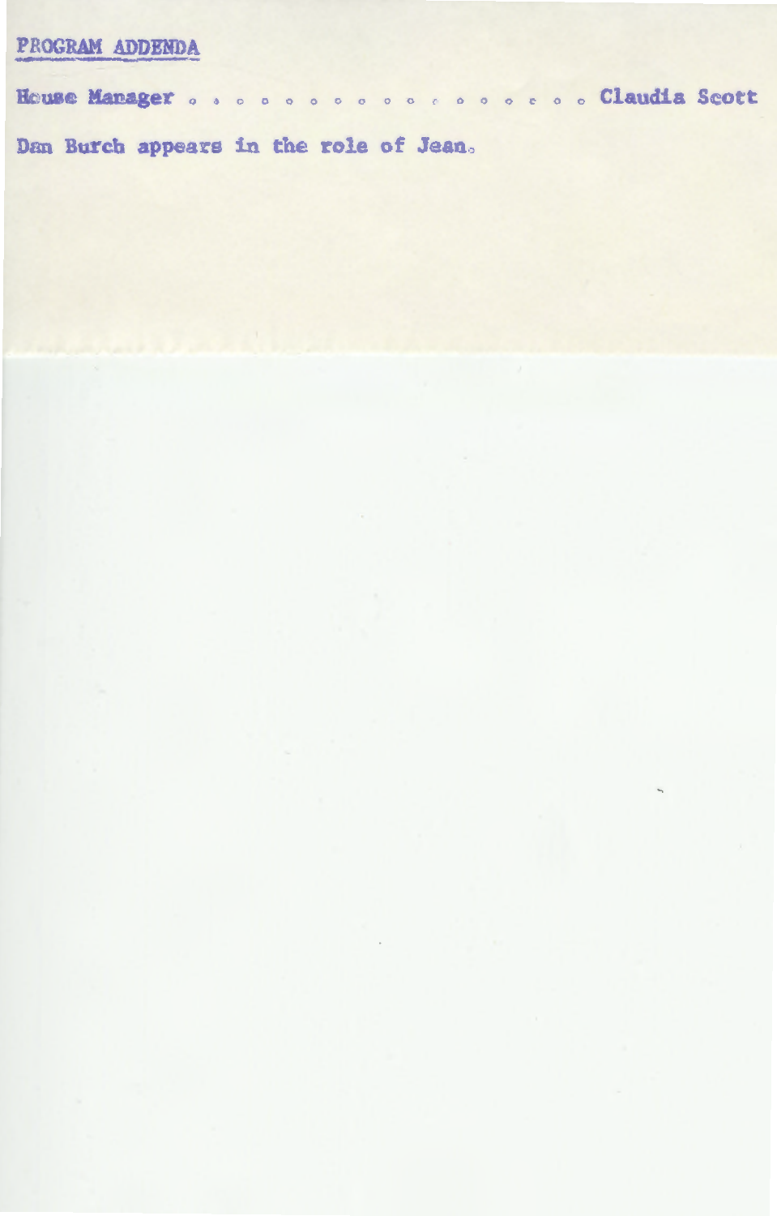## PROGRAM ADDENDA

House Manager . . . . . . . . . . . . . . . . . . Claudia Scott

Dan Burch appears in the role of Jean.